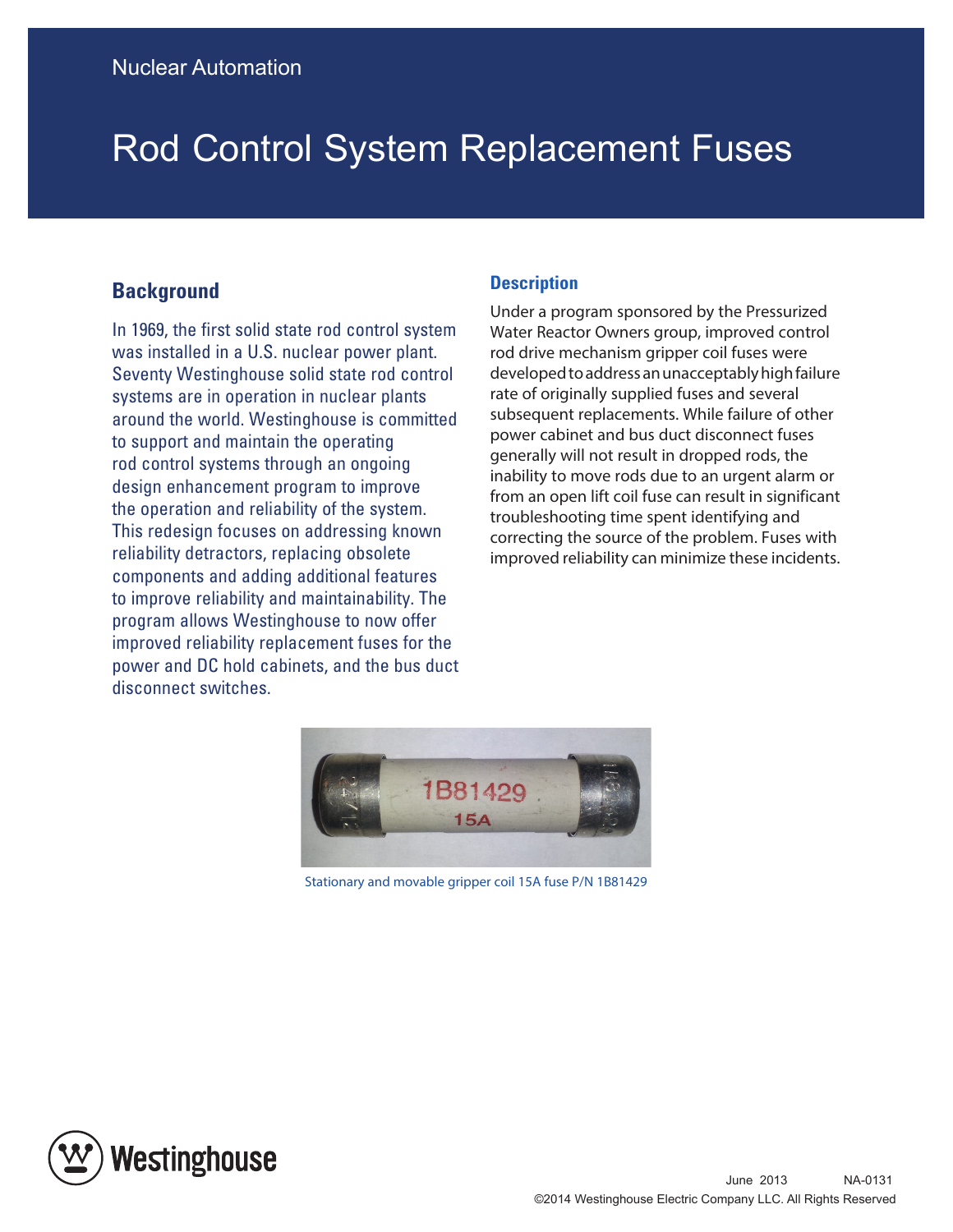Nuclear Automation

# Rod Control System Replacement Fuses

## Background

In 1969, the first solid state rod control system was installed in a U.S. nuclear power plant. Seventy Westinghouse solid state rod control systems are in operation in nuclear plants around the world. Westinghouse is committed to support and maintain the operating rod control systems through an ongoing design enhancement program to improve the operation and reliability of the system. This redesign focuses on addressing known reliability detractors, replacing obsolete components and adding additional features to improve reliability and maintainability. The program allows Westinghouse to now offer improved reliability replacement fuses for the power and DC hold cabinets, and the bus duct disconnect switches.

## Description

Under a program sponsored by the Pressurized Water Reactor Owners group, improved control rod drive mechanism gripper coil fuses were developed to address an unacceptably high failure rate of originally supplied fuses and several subsequent replacements. While failure of other power cabinet and bus duct disconnect fuses generally will not result in dropped rods, the inability to move rods due to an urgent alarm or from an open lift coil fuse can result in significant troubleshooting time spent identifying and correcting the source of the problem. Fuses with improved reliability can minimize these incidents.

Stationary and movable gripper coil 15A fuse P/N 1B81429

June 2013 NA-0131

©2014 Westinghouse Electric Company LLC. All Rights Reserved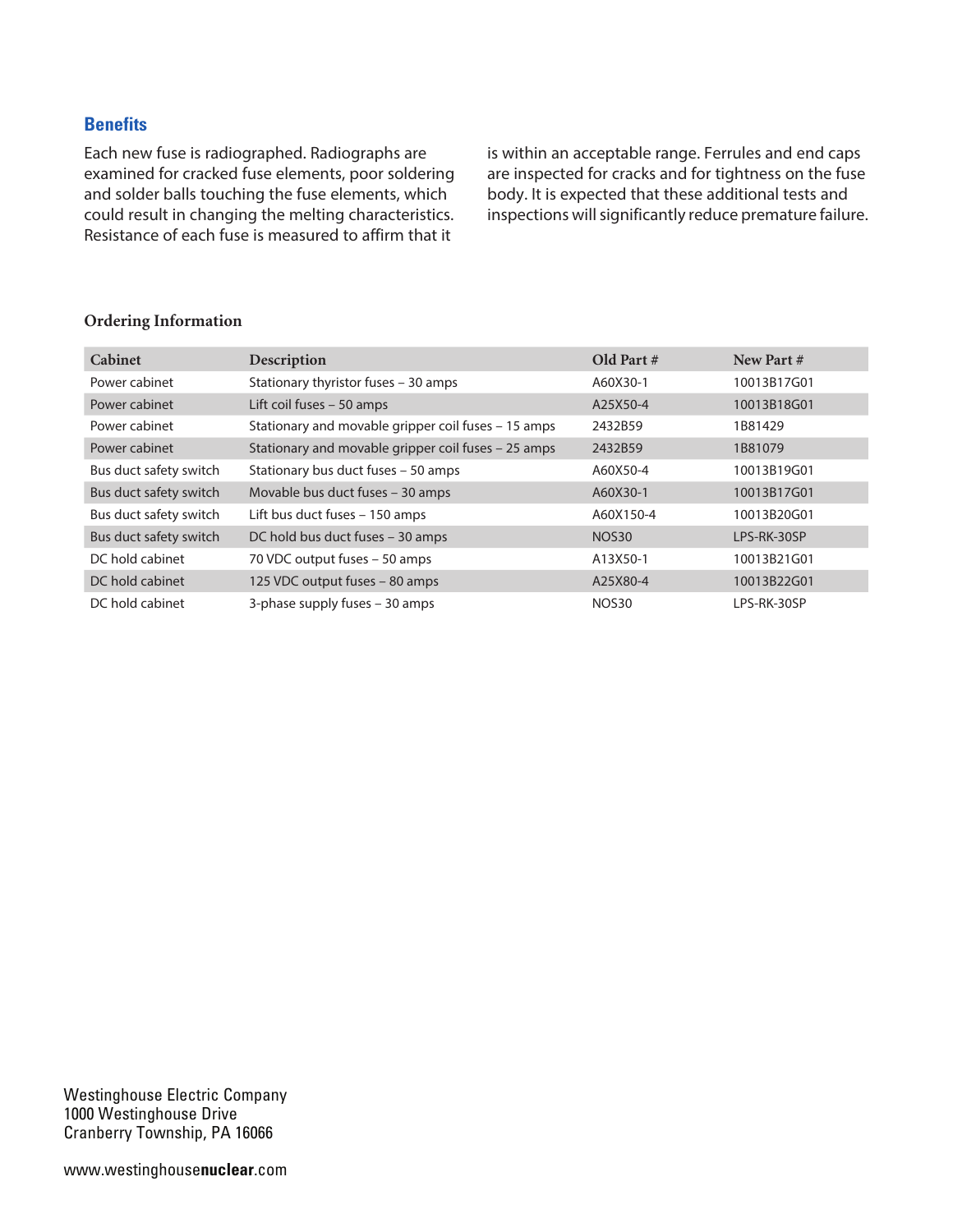## Benefits

Each new fuse is radiographed. Radiographs are examined for cracked fuse elements, poor soldering and solder balls touching the fuse elements, which could result in changing the melting characteristics. Resistance of each fuse is measured to affirm that it is within an acceptable range. Ferrules and end caps are inspected for cracks and for tightness on the fuse body. It is expected that these additional tests and inspections will significantly reduce premature failure.

### Ordering Information

| Cabinet | Description | Old Part # | New Part # |
|---|---|---|---|
| Power cabinet | Stationary thyristor fuses – 30 amps | A60X30-1 | 10013B17G01 |
| Power cabinet | Lift coil fuses – 50 amps | A25X50-4 | 10013B18G01 |
| Power cabinet | Stationary and movable gripper coil fuses – 15 amps | 2432B59 | 1B81429 |
| Power cabinet | Stationary and movable gripper coil fuses – 25 amps | 2432B59 | 1B81079 |
| Bus duct safety switch | Stationary bus duct fuses – 50 amps | A60X50-4 | 10013B19G01 |
| Bus duct safety switch | Movable bus duct fuses – 30 amps | A60X30-1 | 10013B17G01 |
| Bus duct safety switch | Lift bus duct fuses – 150 amps | A60X150-4 | 10013B20G01 |
| Bus duct safety switch | DC hold bus duct fuses – 30 amps | NOS30 | LPS-RK-30SP |
| DC hold cabinet | 70 VDC output fuses – 50 amps | A13X50-1 | 10013B21G01 |
| DC hold cabinet | 125 VDC output fuses – 80 amps | A25X80-4 | 10013B22G01 |
| DC hold cabinet | 3-phase supply fuses – 30 amps | NOS30 | LPS-RK-30SP |

Westinghouse Electric Company
1000 Westinghouse Drive
Cranberry Township, PA 16066

www.westinghouse**nuclear**.com